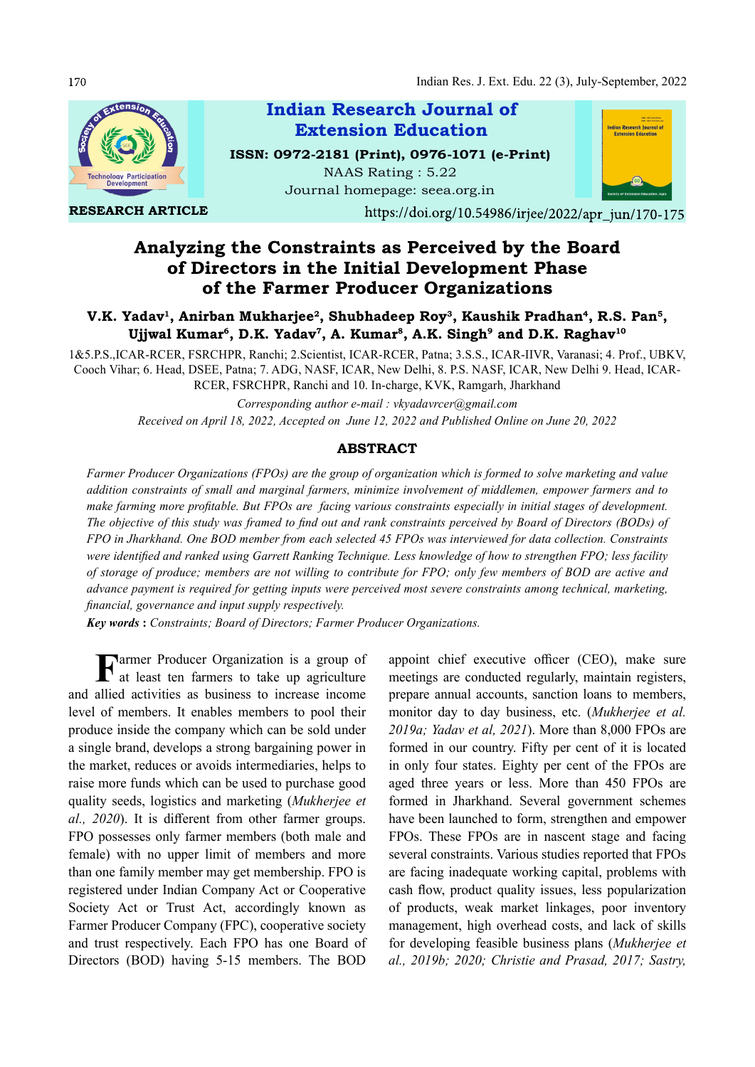Indian Research Journal of Extension Education

ISSN: 0972-2181 (Print), 0976-1071 (e-Print)

NAAS Rating : 5.22

Journal homepage: seea.org.in

RESEARCH ARTICLE

https://doi.org/10.54986/irjee/2022/apr_jun/170-175

# Analyzing the Constraints as Perceived by the Board of Directors in the Initial Development Phase of the Farmer Producer Organizations

**V.K. Yadav[1], Anirban Mukharjee[2], Shubhadeep Roy[3], Kaushik Pradhan[4], R.S. Pan[5], Ujjwal Kumar[6], D.K. Yadav[7], A. Kumar[8], A.K. Singh[9] and D.K. Raghav[10]**

1&5.P.S.,ICAR-RCER, FSRCHPR, Ranchi; 2.Scientist, ICAR-RCER, Patna; 3.S.S., ICAR-IIVR, Varanasi; 4. Prof., UBKV, Cooch Vihar; 6. Head, DSEE, Patna; 7. ADG, NASF, ICAR, New Delhi, 8. P.S. NASF, ICAR, New Delhi 9. Head, ICAR-RCER, FSRCHPR, Ranchi and 10. In-charge, KVK, Ramgarh, Jharkhand

*Corresponding author e-mail : vkyadavrcer@gmail.com*

*Received on April 18, 2022, Accepted on June 12, 2022 and Published Online on June 20, 2022*

## ABSTRACT

*Farmer Producer Organizations (FPOs) are the group of organization which is formed to solve marketing and value addition constraints of small and marginal farmers, minimize involvement of middlemen, empower farmers and to make farming more profitable. But FPOs are facing various constraints especially in initial stages of development. The objective of this study was framed to find out and rank constraints perceived by Board of Directors (BODs) of FPO in Jharkhand. One BOD member from each selected 45 FPOs was interviewed for data collection. Constraints were identified and ranked using Garrett Ranking Technique. Less knowledge of how to strengthen FPO; less facility of storage of produce; members are not willing to contribute for FPO; only few members of BOD are active and advance payment is required for getting inputs were perceived most severe constraints among technical, marketing, financial, governance and input supply respectively.*

***Key words :*** *Constraints; Board of Directors; Farmer Producer Organizations.*

Farmer Producer Organization is a group of at least ten farmers to take up agriculture and allied activities as business to increase income level of members. It enables members to pool their produce inside the company which can be sold under a single brand, develops a strong bargaining power in the market, reduces or avoids intermediaries, helps to raise more funds which can be used to purchase good quality seeds, logistics and marketing (*Mukherjee et al., 2020*). It is different from other farmer groups. FPO possesses only farmer members (both male and female) with no upper limit of members and more than one family member may get membership. FPO is registered under Indian Company Act or Cooperative Society Act or Trust Act, accordingly known as Farmer Producer Company (FPC), cooperative society and trust respectively. Each FPO has one Board of Directors (BOD) having 5-15 members. The BOD appoint chief executive officer (CEO), make sure meetings are conducted regularly, maintain registers, prepare annual accounts, sanction loans to members, monitor day to day business, etc. (*Mukherjee et al. 2019a; Yadav et al, 2021*). More than 8,000 FPOs are formed in our country. Fifty per cent of it is located in only four states. Eighty per cent of the FPOs are aged three years or less. More than 450 FPOs are formed in Jharkhand. Several government schemes have been launched to form, strengthen and empower FPOs. These FPOs are in nascent stage and facing several constraints. Various studies reported that FPOs are facing inadequate working capital, problems with cash flow, product quality issues, less popularization of products, weak market linkages, poor inventory management, high overhead costs, and lack of skills for developing feasible business plans (*Mukherjee et al., 2019b; 2020; Christie and Prasad, 2017; Sastry,*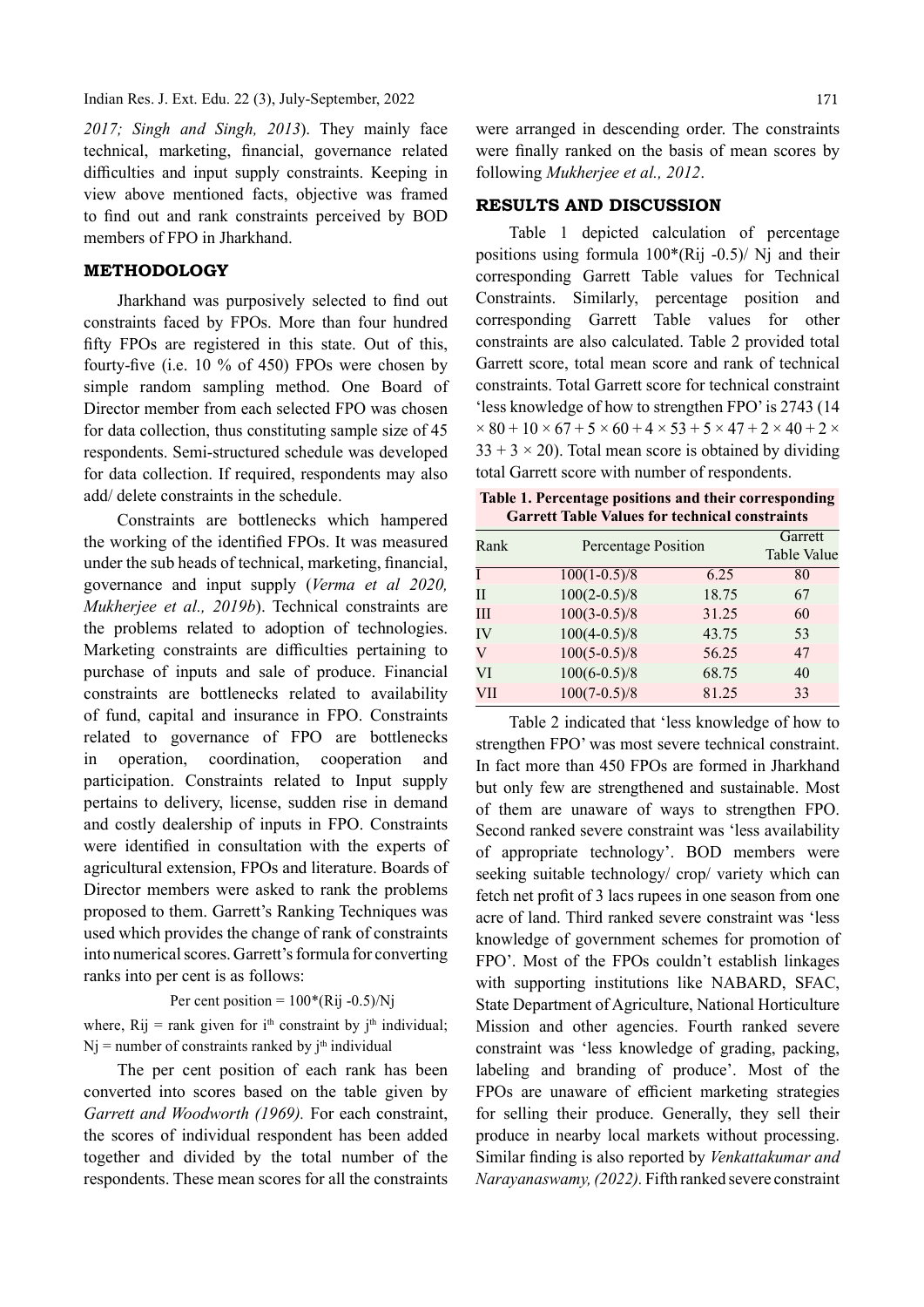*2017; Singh and Singh, 2013*). They mainly face technical, marketing, financial, governance related difficulties and input supply constraints. Keeping in view above mentioned facts, objective was framed to find out and rank constraints perceived by BOD members of FPO in Jharkhand.

## METHODOLOGY

Jharkhand was purposively selected to find out constraints faced by FPOs. More than four hundred fifty FPOs are registered in this state. Out of this, fourty-five (i.e. 10 % of 450) FPOs were chosen by simple random sampling method. One Board of Director member from each selected FPO was chosen for data collection, thus constituting sample size of 45 respondents. Semi-structured schedule was developed for data collection. If required, respondents may also add/ delete constraints in the schedule.

Constraints are bottlenecks which hampered the working of the identified FPOs. It was measured under the sub heads of technical, marketing, financial, governance and input supply (*Verma et al 2020, Mukherjee et al., 2019b*). Technical constraints are the problems related to adoption of technologies. Marketing constraints are difficulties pertaining to purchase of inputs and sale of produce. Financial constraints are bottlenecks related to availability of fund, capital and insurance in FPO. Constraints related to governance of FPO are bottlenecks in operation, coordination, cooperation and participation. Constraints related to Input supply pertains to delivery, license, sudden rise in demand and costly dealership of inputs in FPO. Constraints were identified in consultation with the experts of agricultural extension, FPOs and literature. Boards of Director members were asked to rank the problems proposed to them. Garrett's Ranking Techniques was used which provides the change of rank of constraints into numerical scores. Garrett's formula for converting ranks into per cent is as follows:

$$\text{Per cent position} = 100*(R_{ij} - 0.5)/N_j$$

where, $R_{ij}$ = rank given for $i^{th}$ constraint by $j^{th}$ individual; $N_j$ = number of constraints ranked by $j^{th}$ individual

The per cent position of each rank has been converted into scores based on the table given by *Garrett and Woodworth (1969).* For each constraint, the scores of individual respondent has been added together and divided by the total number of the respondents. These mean scores for all the constraints were arranged in descending order. The constraints were finally ranked on the basis of mean scores by following *Mukherjee et al., 2012*.

## RESULTS AND DISCUSSION

Table 1 depicted calculation of percentage positions using formula 100*(Rij -0.5)/ Nj and their corresponding Garrett Table values for Technical Constraints. Similarly, percentage position and corresponding Garrett Table values for other constraints are also calculated. Table 2 provided total Garrett score, total mean score and rank of technical constraints. Total Garrett score for technical constraint 'less knowledge of how to strengthen FPO' is 2743 (14 × 80 + 10 × 67 + 5 × 60 + 4 × 53 + 5 × 47 + 2 × 40 + 2 × 33 + 3 × 20). Total mean score is obtained by dividing total Garrett score with number of respondents.

**Table 1. Percentage positions and their corresponding Garrett Table Values for technical constraints**

| Rank | Percentage Position | | Garrett Table Value |
|---|---|---|---|
| I | 100(1-0.5)/8 | 6.25 | 80 |
| II | 100(2-0.5)/8 | 18.75 | 67 |
| III | 100(3-0.5)/8 | 31.25 | 60 |
| IV | 100(4-0.5)/8 | 43.75 | 53 |
| V | 100(5-0.5)/8 | 56.25 | 47 |
| VI | 100(6-0.5)/8 | 68.75 | 40 |
| VII | 100(7-0.5)/8 | 81.25 | 33 |

Table 2 indicated that 'less knowledge of how to strengthen FPO' was most severe technical constraint. In fact more than 450 FPOs are formed in Jharkhand but only few are strengthened and sustainable. Most of them are unaware of ways to strengthen FPO. Second ranked severe constraint was 'less availability of appropriate technology'. BOD members were seeking suitable technology/ crop/ variety which can fetch net profit of 3 lacs rupees in one season from one acre of land. Third ranked severe constraint was 'less knowledge of government schemes for promotion of FPO'. Most of the FPOs couldn't establish linkages with supporting institutions like NABARD, SFAC, State Department of Agriculture, National Horticulture Mission and other agencies. Fourth ranked severe constraint was 'less knowledge of grading, packing, labeling and branding of produce'. Most of the FPOs are unaware of efficient marketing strategies for selling their produce. Generally, they sell their produce in nearby local markets without processing. Similar finding is also reported by *Venkattakumar and Narayanaswamy, (2022)*. Fifth ranked severe constraint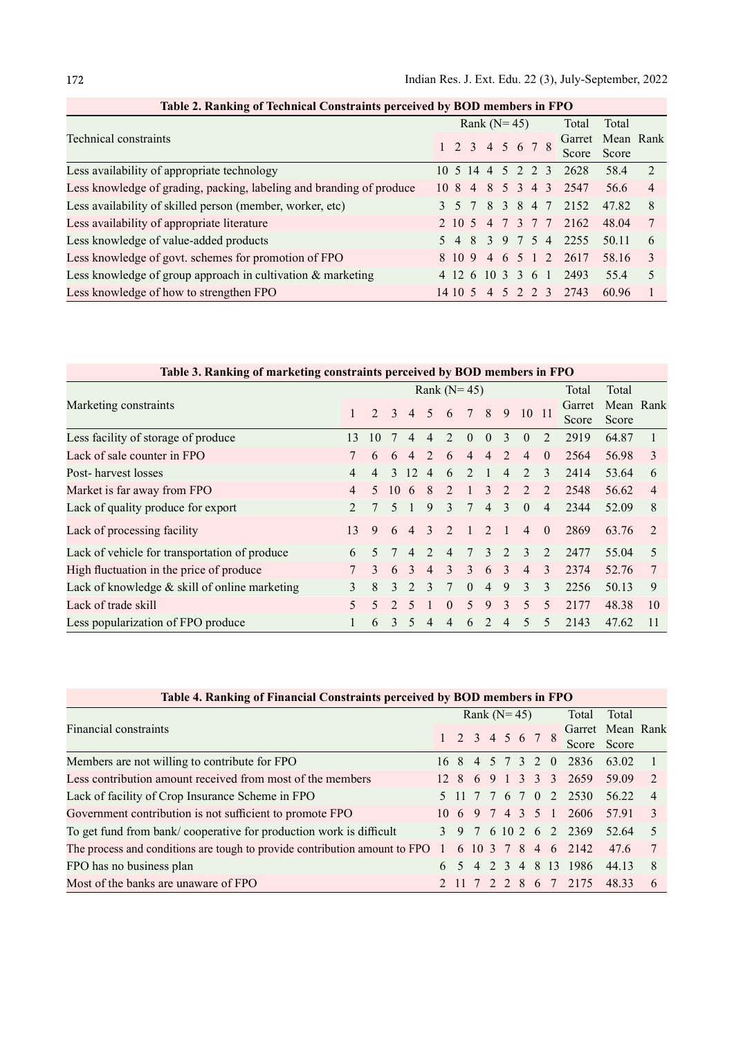**Table 2. Ranking of Technical Constraints perceived by BOD members in FPO**

| Technical constraints | Rank (N= 45) | | | | | | | | Total Garret Score | Total Mean Score | Rank |
|---|---|---|---|---|---|---|---|---|---|---|---|
| | 1 | 2 | 3 | 4 | 5 | 6 | 7 | 8 | | | |
| Less availability of appropriate technology | 10 | 5 | 14 | 4 | 5 | 2 | 2 | 3 | 2628 | 58.4 | 2 |
| Less knowledge of grading, packing, labeling and branding of produce | 10 | 8 | 4 | 8 | 5 | 3 | 4 | 3 | 2547 | 56.6 | 4 |
| Less availability of skilled person (member, worker, etc) | 3 | 5 | 7 | 8 | 3 | 8 | 4 | 7 | 2152 | 47.82 | 8 |
| Less availability of appropriate literature | 2 | 10 | 5 | 4 | 7 | 3 | 7 | 7 | 2162 | 48.04 | 7 |
| Less knowledge of value-added products | 5 | 4 | 8 | 3 | 9 | 7 | 5 | 4 | 2255 | 50.11 | 6 |
| Less knowledge of govt. schemes for promotion of FPO | 8 | 10 | 9 | 4 | 6 | 5 | 1 | 2 | 2617 | 58.16 | 3 |
| Less knowledge of group approach in cultivation & marketing | 4 | 12 | 6 | 10 | 3 | 3 | 6 | 1 | 2493 | 55.4 | 5 |
| Less knowledge of how to strengthen FPO | 14 | 10 | 5 | 4 | 5 | 2 | 2 | 3 | 2743 | 60.96 | 1 |

**Table 3. Ranking of marketing constraints perceived by BOD members in FPO**

| Marketing constraints | Rank (N= 45) | | | | | | | | | | | Total Garret Score | Total Mean Score | Rank |
|---|---|---|---|---|---|---|---|---|---|---|---|---|---|---|
| | 1 | 2 | 3 | 4 | 5 | 6 | 7 | 8 | 9 | 10 | 11 | | | |
| Less facility of storage of produce | 13 | 10 | 7 | 4 | 4 | 2 | 0 | 0 | 3 | 0 | 2 | 2919 | 64.87 | 1 |
| Lack of sale counter in FPO | 7 | 6 | 6 | 4 | 2 | 6 | 4 | 4 | 2 | 4 | 0 | 2564 | 56.98 | 3 |
| Post- harvest losses | 4 | 4 | 3 | 12 | 4 | 6 | 2 | 1 | 4 | 2 | 3 | 2414 | 53.64 | 6 |
| Market is far away from FPO | 4 | 5 | 10 | 6 | 8 | 2 | 1 | 3 | 2 | 2 | 2 | 2548 | 56.62 | 4 |
| Lack of quality produce for export | 2 | 7 | 5 | 1 | 9 | 3 | 7 | 4 | 3 | 0 | 4 | 2344 | 52.09 | 8 |
| Lack of processing facility | 13 | 9 | 6 | 4 | 3 | 2 | 1 | 2 | 1 | 4 | 0 | 2869 | 63.76 | 2 |
| Lack of vehicle for transportation of produce | 6 | 5 | 7 | 4 | 2 | 4 | 7 | 3 | 2 | 3 | 2 | 2477 | 55.04 | 5 |
| High fluctuation in the price of produce | 7 | 3 | 6 | 3 | 4 | 3 | 3 | 6 | 3 | 4 | 3 | 2374 | 52.76 | 7 |
| Lack of knowledge & skill of online marketing | 3 | 8 | 3 | 2 | 3 | 7 | 0 | 4 | 9 | 3 | 3 | 2256 | 50.13 | 9 |
| Lack of trade skill | 5 | 5 | 2 | 5 | 1 | 0 | 5 | 9 | 3 | 5 | 5 | 2177 | 48.38 | 10 |
| Less popularization of FPO produce | 1 | 6 | 3 | 5 | 4 | 4 | 6 | 2 | 4 | 5 | 5 | 2143 | 47.62 | 11 |

**Table 4. Ranking of Financial Constraints perceived by BOD members in FPO**

| Financial constraints | Rank (N= 45) | | | | | | | | Total Garret Score | Total Mean Score | Rank |
|---|---|---|---|---|---|---|---|---|---|---|---|
| | 1 | 2 | 3 | 4 | 5 | 6 | 7 | 8 | | | |
| Members are not willing to contribute for FPO | 16 | 8 | 4 | 5 | 7 | 3 | 2 | 0 | 2836 | 63.02 | 1 |
| Less contribution amount received from most of the members | 12 | 8 | 6 | 9 | 1 | 3 | 3 | 3 | 2659 | 59.09 | 2 |
| Lack of facility of Crop Insurance Scheme in FPO | 5 | 11 | 7 | 7 | 6 | 7 | 0 | 2 | 2530 | 56.22 | 4 |
| Government contribution is not sufficient to promote FPO | 10 | 6 | 9 | 7 | 4 | 3 | 5 | 1 | 2606 | 57.91 | 3 |
| To get fund from bank/ cooperative for production work is difficult | 3 | 9 | 7 | 6 | 10 | 2 | 6 | 2 | 2369 | 52.64 | 5 |
| The process and conditions are tough to provide contribution amount to FPO | 1 | 6 | 10 | 3 | 7 | 8 | 4 | 6 | 2142 | 47.6 | 7 |
| FPO has no business plan | 6 | 5 | 4 | 2 | 3 | 4 | 8 | 13 | 1986 | 44.13 | 8 |
| Most of the banks are unaware of FPO | 2 | 11 | 7 | 2 | 2 | 8 | 6 | 7 | 2175 | 48.33 | 6 |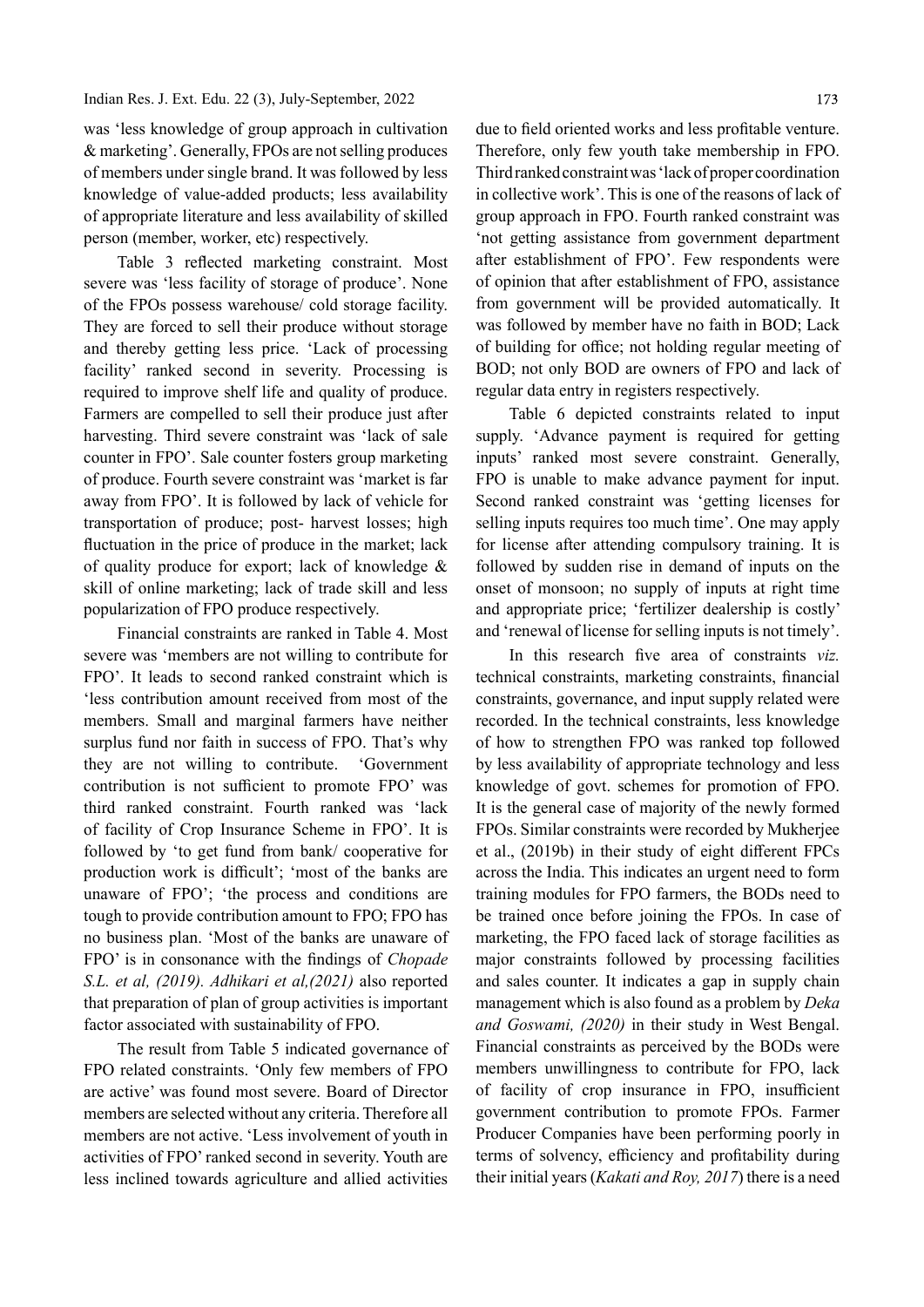was 'less knowledge of group approach in cultivation & marketing'. Generally, FPOs are not selling produces of members under single brand. It was followed by less knowledge of value-added products; less availability of appropriate literature and less availability of skilled person (member, worker, etc) respectively.

Table 3 reflected marketing constraint. Most severe was 'less facility of storage of produce'. None of the FPOs possess warehouse/ cold storage facility. They are forced to sell their produce without storage and thereby getting less price. 'Lack of processing facility' ranked second in severity. Processing is required to improve shelf life and quality of produce. Farmers are compelled to sell their produce just after harvesting. Third severe constraint was 'lack of sale counter in FPO'. Sale counter fosters group marketing of produce. Fourth severe constraint was 'market is far away from FPO'. It is followed by lack of vehicle for transportation of produce; post- harvest losses; high fluctuation in the price of produce in the market; lack of quality produce for export; lack of knowledge & skill of online marketing; lack of trade skill and less popularization of FPO produce respectively.

Financial constraints are ranked in Table 4. Most severe was 'members are not willing to contribute for FPO'. It leads to second ranked constraint which is 'less contribution amount received from most of the members. Small and marginal farmers have neither surplus fund nor faith in success of FPO. That's why they are not willing to contribute. 'Government contribution is not sufficient to promote FPO' was third ranked constraint. Fourth ranked was 'lack of facility of Crop Insurance Scheme in FPO'. It is followed by 'to get fund from bank/ cooperative for production work is difficult'; 'most of the banks are unaware of FPO'; 'the process and conditions are tough to provide contribution amount to FPO; FPO has no business plan. 'Most of the banks are unaware of FPO' is in consonance with the findings of *Chopade S.L. et al, (2019). Adhikari et al,(2021)* also reported that preparation of plan of group activities is important factor associated with sustainability of FPO.

The result from Table 5 indicated governance of FPO related constraints. 'Only few members of FPO are active' was found most severe. Board of Director members are selected without any criteria. Therefore all members are not active. 'Less involvement of youth in activities of FPO' ranked second in severity. Youth are less inclined towards agriculture and allied activities due to field oriented works and less profitable venture. Therefore, only few youth take membership in FPO. Third ranked constraint was 'lack of proper coordination in collective work'. This is one of the reasons of lack of group approach in FPO. Fourth ranked constraint was 'not getting assistance from government department after establishment of FPO'. Few respondents were of opinion that after establishment of FPO, assistance from government will be provided automatically. It was followed by member have no faith in BOD; Lack of building for office; not holding regular meeting of BOD; not only BOD are owners of FPO and lack of regular data entry in registers respectively.

Table 6 depicted constraints related to input supply. 'Advance payment is required for getting inputs' ranked most severe constraint. Generally, FPO is unable to make advance payment for input. Second ranked constraint was 'getting licenses for selling inputs requires too much time'. One may apply for license after attending compulsory training. It is followed by sudden rise in demand of inputs on the onset of monsoon; no supply of inputs at right time and appropriate price; 'fertilizer dealership is costly' and 'renewal of license for selling inputs is not timely'.

In this research five area of constraints *viz.* technical constraints, marketing constraints, financial constraints, governance, and input supply related were recorded. In the technical constraints, less knowledge of how to strengthen FPO was ranked top followed by less availability of appropriate technology and less knowledge of govt. schemes for promotion of FPO. It is the general case of majority of the newly formed FPOs. Similar constraints were recorded by Mukherjee et al., (2019b) in their study of eight different FPCs across the India. This indicates an urgent need to form training modules for FPO farmers, the BODs need to be trained once before joining the FPOs. In case of marketing, the FPO faced lack of storage facilities as major constraints followed by processing facilities and sales counter. It indicates a gap in supply chain management which is also found as a problem by *Deka and Goswami, (2020)* in their study in West Bengal. Financial constraints as perceived by the BODs were members unwillingness to contribute for FPO, lack of facility of crop insurance in FPO, insufficient government contribution to promote FPOs. Farmer Producer Companies have been performing poorly in terms of solvency, efficiency and profitability during their initial years (*Kakati and Roy, 2017*) there is a need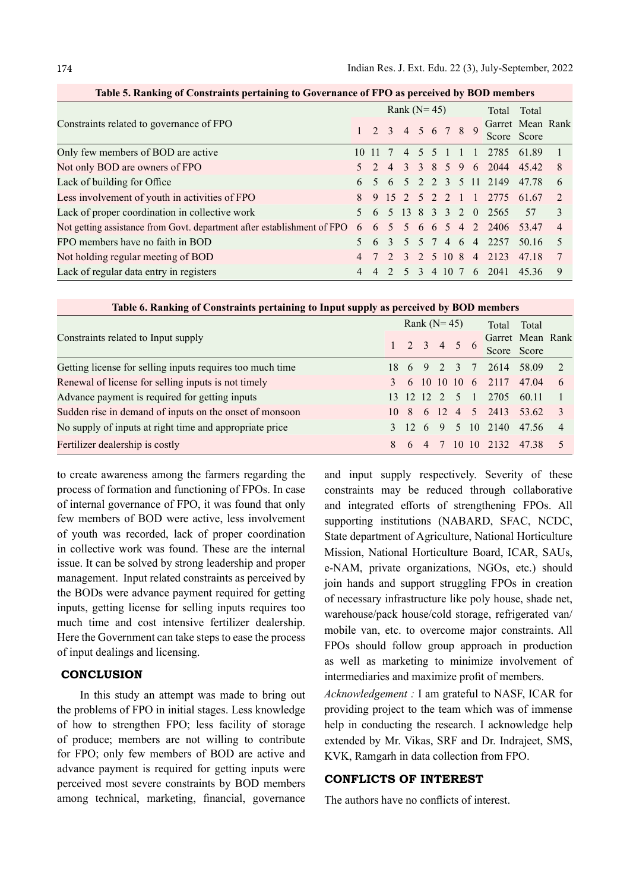**Table 5. Ranking of Constraints pertaining to Governance of FPO as perceived by BOD members**

| Constraints related to governance of FPO | Rank (N= 45) | | | | | | | | | Total Garret Score | Total Mean Score | Rank |
|---|---|---|---|---|---|---|---|---|---|---|---|---|
| | 1 | 2 | 3 | 4 | 5 | 6 | 7 | 8 | 9 | | | |
| Only few members of BOD are active | 10 | 11 | 7 | 4 | 5 | 5 | 1 | 1 | 1 | 2785 | 61.89 | 1 |
| Not only BOD are owners of FPO | 5 | 2 | 4 | 3 | 3 | 8 | 5 | 9 | 6 | 2044 | 45.42 | 8 |
| Lack of building for Office | 6 | 5 | 6 | 5 | 2 | 2 | 3 | 5 | 11 | 2149 | 47.78 | 6 |
| Less involvement of youth in activities of FPO | 8 | 9 | 15 | 2 | 5 | 2 | 2 | 1 | 1 | 2775 | 61.67 | 2 |
| Lack of proper coordination in collective work | 5 | 6 | 5 | 13 | 8 | 3 | 3 | 2 | 0 | 2565 | 57 | 3 |
| Not getting assistance from Govt. department after establishment of FPO | 6 | 6 | 5 | 5 | 6 | 6 | 5 | 4 | 2 | 2406 | 53.47 | 4 |
| FPO members have no faith in BOD | 5 | 6 | 3 | 5 | 5 | 7 | 4 | 6 | 4 | 2257 | 50.16 | 5 |
| Not holding regular meeting of BOD | 4 | 7 | 2 | 3 | 2 | 5 | 10 | 8 | 4 | 2123 | 47.18 | 7 |
| Lack of regular data entry in registers | 4 | 4 | 2 | 5 | 3 | 4 | 10 | 7 | 6 | 2041 | 45.36 | 9 |

**Table 6. Ranking of Constraints pertaining to Input supply as perceived by BOD members**

| Constraints related to Input supply | Rank (N= 45) | | | | | | Total Garret Score | Total Mean Score | Rank |
|---|---|---|---|---|---|---|---|---|---|
| | 1 | 2 | 3 | 4 | 5 | 6 | | | |
| Getting license for selling inputs requires too much time | 18 | 6 | 9 | 2 | 3 | 7 | 2614 | 58.09 | 2 |
| Renewal of license for selling inputs is not timely | 3 | 6 | 10 | 10 | 10 | 6 | 2117 | 47.04 | 6 |
| Advance payment is required for getting inputs | 13 | 12 | 12 | 2 | 5 | 1 | 2705 | 60.11 | 1 |
| Sudden rise in demand of inputs on the onset of monsoon | 10 | 8 | 6 | 12 | 4 | 5 | 2413 | 53.62 | 3 |
| No supply of inputs at right time and appropriate price | 3 | 12 | 6 | 9 | 5 | 10 | 2140 | 47.56 | 4 |
| Fertilizer dealership is costly | 8 | 6 | 4 | 7 | 10 | 10 | 2132 | 47.38 | 5 |

to create awareness among the farmers regarding the process of formation and functioning of FPOs. In case of internal governance of FPO, it was found that only few members of BOD were active, less involvement of youth was recorded, lack of proper coordination in collective work was found. These are the internal issue. It can be solved by strong leadership and proper management. Input related constraints as perceived by the BODs were advance payment required for getting inputs, getting license for selling inputs requires too much time and cost intensive fertilizer dealership. Here the Government can take steps to ease the process of input dealings and licensing.

## CONCLUSION

In this study an attempt was made to bring out the problems of FPO in initial stages. Less knowledge of how to strengthen FPO; less facility of storage of produce; members are not willing to contribute for FPO; only few members of BOD are active and advance payment is required for getting inputs were perceived most severe constraints by BOD members among technical, marketing, financial, governance and input supply respectively. Severity of these constraints may be reduced through collaborative and integrated efforts of strengthening FPOs. All supporting institutions (NABARD, SFAC, NCDC, State department of Agriculture, National Horticulture Mission, National Horticulture Board, ICAR, SAUs, e-NAM, private organizations, NGOs, etc.) should join hands and support struggling FPOs in creation of necessary infrastructure like poly house, shade net, warehouse/pack house/cold storage, refrigerated van/ mobile van, etc. to overcome major constraints. All FPOs should follow group approach in production as well as marketing to minimize involvement of intermediaries and maximize profit of members.

*Acknowledgement :* I am grateful to NASF, ICAR for providing project to the team which was of immense help in conducting the research. I acknowledge help extended by Mr. Vikas, SRF and Dr. Indrajeet, SMS, KVK, Ramgarh in data collection from FPO.

## CONFLICTS OF INTEREST

The authors have no conflicts of interest.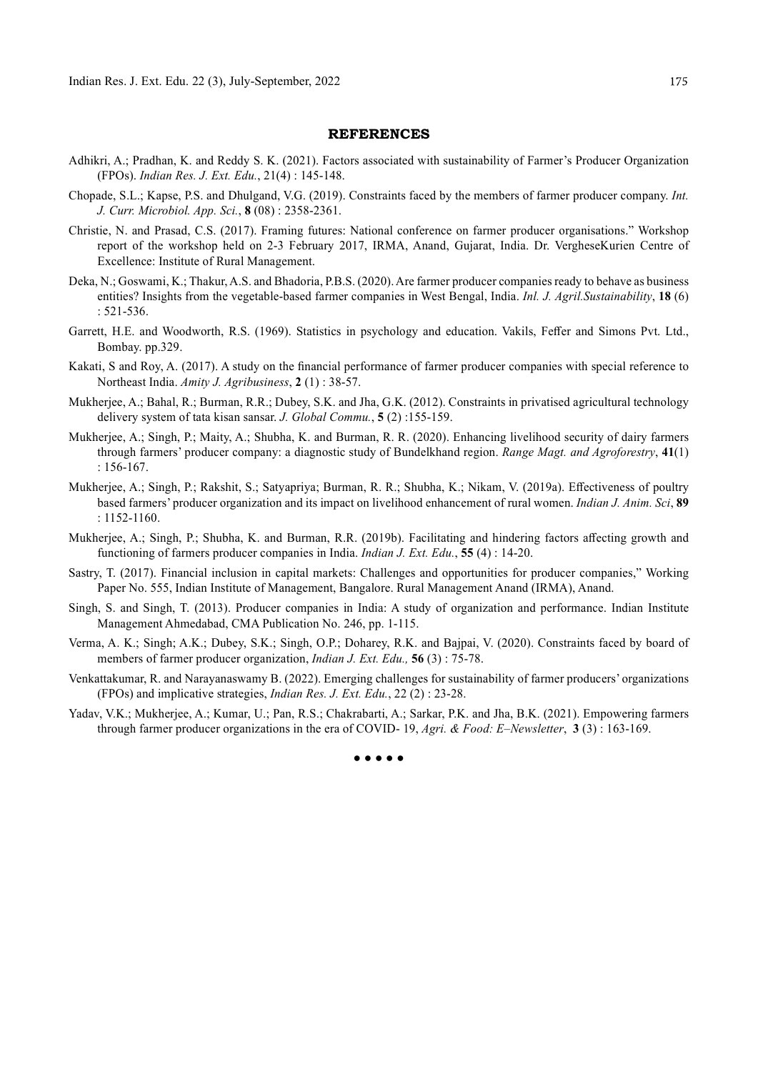## REFERENCES

Adhikri, A.; Pradhan, K. and Reddy S. K. (2021). Factors associated with sustainability of Farmer's Producer Organization (FPOs). *Indian Res. J. Ext. Edu.*, 21(4) : 145-148.

Chopade, S.L.; Kapse, P.S. and Dhulgand, V.G. (2019). Constraints faced by the members of farmer producer company. *Int. J. Curr. Microbiol. App. Sci.*, **8** (08) : 2358-2361.

Christie, N. and Prasad, C.S. (2017). Framing futures: National conference on farmer producer organisations." Workshop report of the workshop held on 2-3 February 2017, IRMA, Anand, Gujarat, India. Dr. VergheseKurien Centre of Excellence: Institute of Rural Management.

Deka, N.; Goswami, K.; Thakur, A.S. and Bhadoria, P.B.S. (2020). Are farmer producer companies ready to behave as business entities? Insights from the vegetable-based farmer companies in West Bengal, India. *Inl. J. Agril.Sustainability*, **18** (6) : 521-536.

Garrett, H.E. and Woodworth, R.S. (1969). Statistics in psychology and education. Vakils, Feffer and Simons Pvt. Ltd., Bombay. pp.329.

Kakati, S and Roy, A. (2017). A study on the financial performance of farmer producer companies with special reference to Northeast India. *Amity J. Agribusiness*, **2** (1) : 38-57.

Mukherjee, A.; Bahal, R.; Burman, R.R.; Dubey, S.K. and Jha, G.K. (2012). Constraints in privatised agricultural technology delivery system of tata kisan sansar. *J. Global Commu.*, **5** (2) :155-159.

Mukherjee, A.; Singh, P.; Maity, A.; Shubha, K. and Burman, R. R. (2020). Enhancing livelihood security of dairy farmers through farmers' producer company: a diagnostic study of Bundelkhand region. *Range Magt. and Agroforestry*, **41**(1) : 156-167.

Mukherjee, A.; Singh, P.; Rakshit, S.; Satyapriya; Burman, R. R.; Shubha, K.; Nikam, V. (2019a). Effectiveness of poultry based farmers' producer organization and its impact on livelihood enhancement of rural women. *Indian J. Anim. Sci*, **89** : 1152-1160.

Mukherjee, A.; Singh, P.; Shubha, K. and Burman, R.R. (2019b). Facilitating and hindering factors affecting growth and functioning of farmers producer companies in India. *Indian J. Ext. Edu.*, **55** (4) : 14-20.

Sastry, T. (2017). Financial inclusion in capital markets: Challenges and opportunities for producer companies," Working Paper No. 555, Indian Institute of Management, Bangalore. Rural Management Anand (IRMA), Anand.

Singh, S. and Singh, T. (2013). Producer companies in India: A study of organization and performance. Indian Institute Management Ahmedabad, CMA Publication No. 246, pp. 1-115.

Verma, A. K.; Singh; A.K.; Dubey, S.K.; Singh, O.P.; Doharey, R.K. and Bajpai, V. (2020). Constraints faced by board of members of farmer producer organization, *Indian J. Ext. Edu.,* **56** (3) : 75-78.

Venkattakumar, R. and Narayanaswamy B. (2022). Emerging challenges for sustainability of farmer producers' organizations (FPOs) and implicative strategies, *Indian Res. J. Ext. Edu.*, 22 (2) : 23-28.

Yadav, V.K.; Mukherjee, A.; Kumar, U.; Pan, R.S.; Chakrabarti, A.; Sarkar, P.K. and Jha, B.K. (2021). Empowering farmers through farmer producer organizations in the era of COVID- 19, *Agri. & Food: E–Newsletter*, **3** (3) : 163-169.

• • • • •